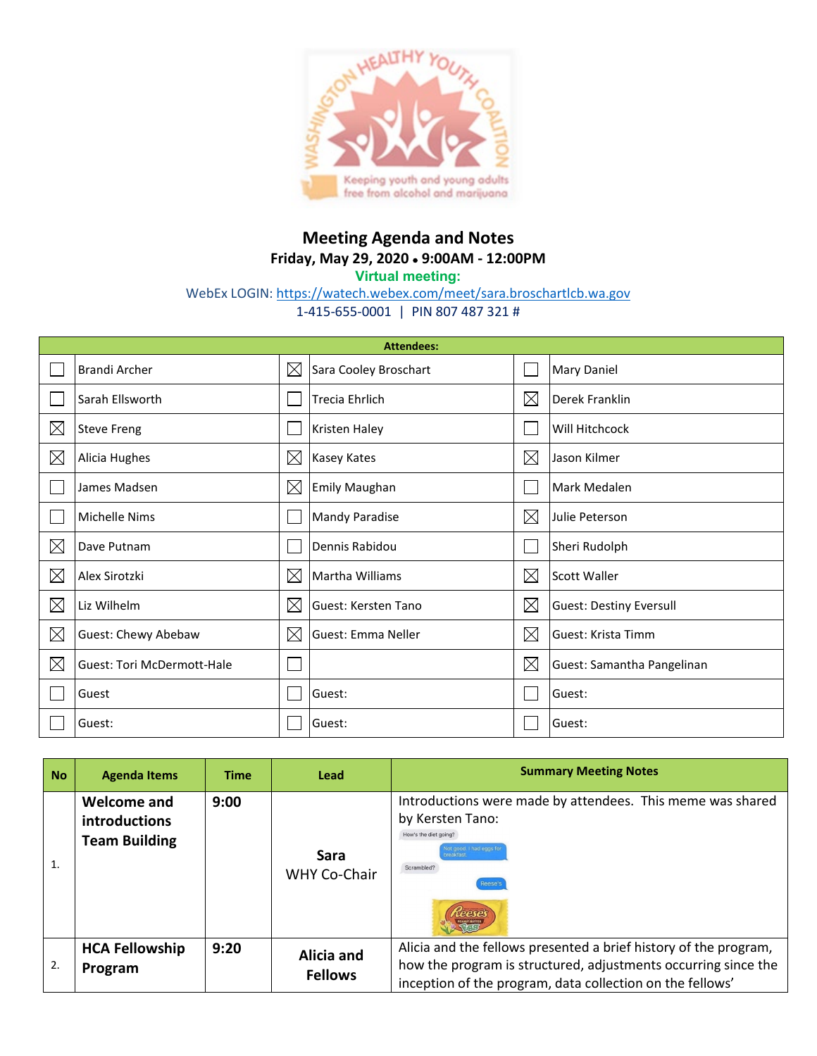# Meeting Agenda and Notes

**Friday, May 29, 2020 • 9:00AM - 12:00PM**

**Virtual meeting:**

WebEx LOGIN: https://watech.webex.com/meet/sara.broschartlcb.wa.gov

1-415-655-0001 | PIN 807 487 321 #

| Attendees: | | | | | |
|---|---|---|---|---|---|
| ☐ | Brandi Archer | ☒ | Sara Cooley Broschart | ☐ | Mary Daniel |
| ☐ | Sarah Ellsworth | ☐ | Trecia Ehrlich | ☒ | Derek Franklin |
| ☒ | Steve Freng | ☐ | Kristen Haley | ☐ | Will Hitchcock |
| ☒ | Alicia Hughes | ☒ | Kasey Kates | ☒ | Jason Kilmer |
| ☐ | James Madsen | ☒ | Emily Maughan | ☐ | Mark Medalen |
| ☐ | Michelle Nims | ☐ | Mandy Paradise | ☒ | Julie Peterson |
| ☒ | Dave Putnam | ☐ | Dennis Rabidou | ☐ | Sheri Rudolph |
| ☒ | Alex Sirotzki | ☒ | Martha Williams | ☒ | Scott Waller |
| ☒ | Liz Wilhelm | ☒ | Guest: Kersten Tano | ☒ | Guest: Destiny Eversull |
| ☒ | Guest: Chewy Abebaw | ☒ | Guest: Emma Neller | ☒ | Guest: Krista Timm |
| ☒ | Guest: Tori McDermott-Hale | ☐ | | ☒ | Guest: Samantha Pangelinan |
| ☐ | Guest | ☐ | Guest: | ☐ | Guest: |
| ☐ | Guest: | ☐ | Guest: | ☐ | Guest: |

| No | Agenda Items | Time | Lead | Summary Meeting Notes |
|---|---|---|---|---|
| 1. | **Welcome and introductions Team Building** | **9:00** | **Sara** WHY Co-Chair | Introductions were made by attendees. This meme was shared by Kersten Tano: |
| 2. | **HCA Fellowship Program** | **9:20** | **Alicia and Fellows** | Alicia and the fellows presented a brief history of the program, how the program is structured, adjustments occurring since the inception of the program, data collection on the fellows' |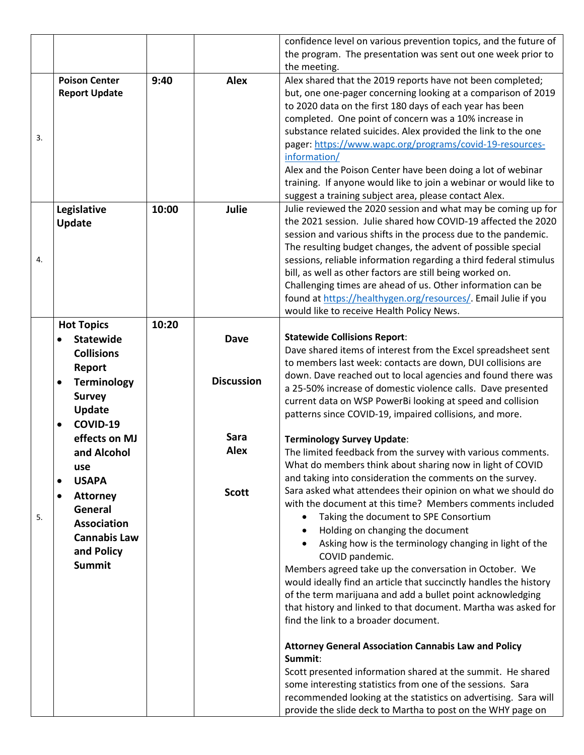| | | | | |
|---|---|---|---|---|
| | | | | confidence level on various prevention topics, and the future of the program. The presentation was sent out one week prior to the meeting. |
| 3. | **Poison Center Report Update** | **9:40** | **Alex** | Alex shared that the 2019 reports have not been completed; but, one one-pager concerning looking at a comparison of 2019 to 2020 data on the first 180 days of each year has been completed. One point of concern was a 10% increase in substance related suicides. Alex provided the link to the one pager: [https://www.wapc.org/programs/covid-19-resources-information/](https://www.wapc.org/programs/covid-19-resources-information/)<br>Alex and the Poison Center have been doing a lot of webinar training. If anyone would like to join a webinar or would like to suggest a training subject area, please contact Alex. |
| 4. | **Legislative Update** | **10:00** | **Julie** | Julie reviewed the 2020 session and what may be coming up for the 2021 session. Julie shared how COVID-19 affected the 2020 session and various shifts in the process due to the pandemic. The resulting budget changes, the advent of possible special sessions, reliable information regarding a third federal stimulus bill, as well as other factors are still being worked on. Challenging times are ahead of us. Other information can be found at [https://healthygen.org/resources/](https://healthygen.org/resources/). Email Julie if you would like to receive Health Policy News. |
| 5. | **Hot Topics**<br>• **Statewide Collisions Report**<br>• **Terminology Survey Update**<br>• **COVID-19 effects on MJ and Alcohol use**<br>• **USAPA**<br>• **Attorney General Association Cannabis Law and Policy Summit** | **10:20** | **Dave**<br><br>**Discussion**<br><br>**Sara**<br>**Alex**<br><br>**Scott** | **Statewide Collisions Report**:<br>Dave shared items of interest from the Excel spreadsheet sent to members last week: contacts are down, DUI collisions are down. Dave reached out to local agencies and found there was a 25-50% increase of domestic violence calls. Dave presented current data on WSP PowerBi looking at speed and collision patterns since COVID-19, impaired collisions, and more.<br><br>**Terminology Survey Update**:<br>The limited feedback from the survey with various comments. What do members think about sharing now in light of COVID and taking into consideration the comments on the survey. Sara asked what attendees their opinion on what we should do with the document at this time? Members comments included<br>• Taking the document to SPE Consortium<br>• Holding on changing the document<br>• Asking how is the terminology changing in light of the COVID pandemic.<br>Members agreed take up the conversation in October. We would ideally find an article that succinctly handles the history of the term marijuana and add a bullet point acknowledging that history and linked to that document. Martha was asked for find the link to a broader document.<br><br>**Attorney General Association Cannabis Law and Policy Summit**:<br>Scott presented information shared at the summit. He shared some interesting statistics from one of the sessions. Sara recommended looking at the statistics on advertising. Sara will provide the slide deck to Martha to post on the WHY page on |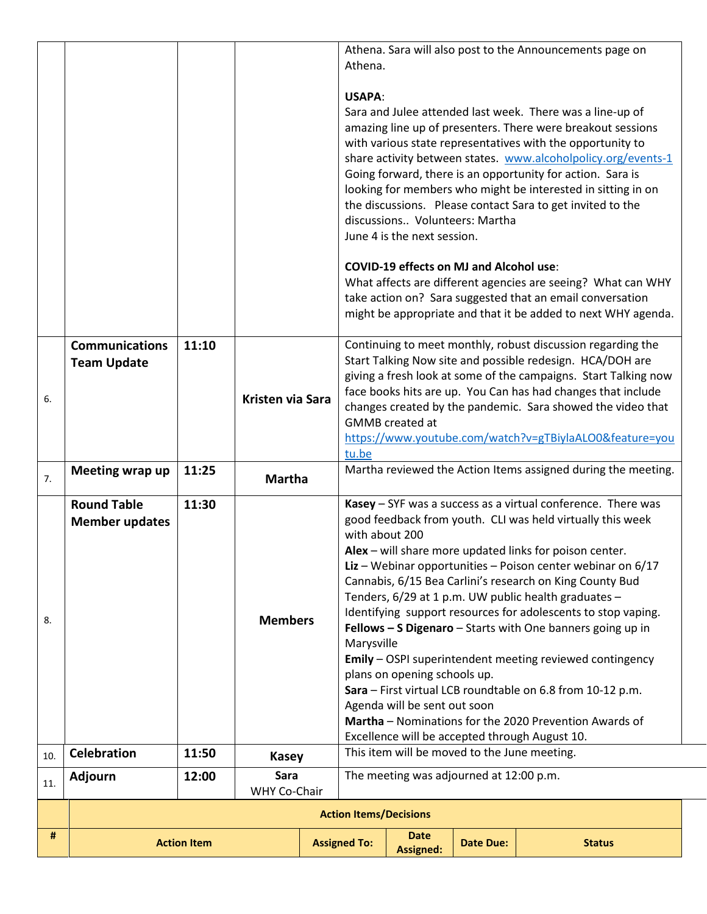| # | Topic | Time | Lead | Notes |
|---|---|---|---|---|
| | | | | Athena. Sara will also post to the Announcements page on Athena.<br><br>**USAPA**:<br>Sara and Julee attended last week. There was a line-up of amazing line up of presenters. There were breakout sessions with various state representatives with the opportunity to share activity between states. www.alcoholpolicy.org/events-1 Going forward, there is an opportunity for action. Sara is looking for members who might be interested in sitting in on the discussions. Please contact Sara to get invited to the discussions.. Volunteers: Martha<br>June 4 is the next session.<br><br>**COVID-19 effects on MJ and Alcohol use**:<br>What affects are different agencies are seeing? What can WHY take action on? Sara suggested that an email conversation might be appropriate and that it be added to next WHY agenda. |
| 6. | **Communications Team Update** | **11:10** | **Kristen via Sara** | Continuing to meet monthly, robust discussion regarding the Start Talking Now site and possible redesign. HCA/DOH are giving a fresh look at some of the campaigns. Start Talking now face books hits are up. You Can has had changes that include changes created by the pandemic. Sara showed the video that GMMB created at https://www.youtube.com/watch?v=gTBiylaALO0&feature=youtu.be |
| 7. | **Meeting wrap up** | **11:25** | **Martha** | Martha reviewed the Action Items assigned during the meeting. |
| 8. | **Round Table Member updates** | **11:30** | **Members** | **Kasey** – SYF was a success as a virtual conference. There was good feedback from youth. CLI was held virtually this week with about 200<br>**Alex** – will share more updated links for poison center.<br>**Liz** – Webinar opportunities – Poison center webinar on 6/17 Cannabis, 6/15 Bea Carlini's research on King County Bud Tenders, 6/29 at 1 p.m. UW public health graduates – Identifying support resources for adolescents to stop vaping.<br>**Fellows – S Digenaro** – Starts with One banners going up in Marysville<br>**Emily** – OSPI superintendent meeting reviewed contingency plans on opening schools up.<br>**Sara** – First virtual LCB roundtable on 6.8 from 10-12 p.m. Agenda will be sent out soon<br>**Martha** – Nominations for the 2020 Prevention Awards of Excellence will be accepted through August 10. |
| 10. | **Celebration** | **11:50** | **Kasey** | This item will be moved to the June meeting. |
| 11. | **Adjourn** | **12:00** | **Sara**<br>WHY Co-Chair | The meeting was adjourned at 12:00 p.m. |

**Action Items/Decisions**

| # | Action Item | Assigned To: | Date Assigned: | Date Due: | Status |
|---|---|---|---|---|---|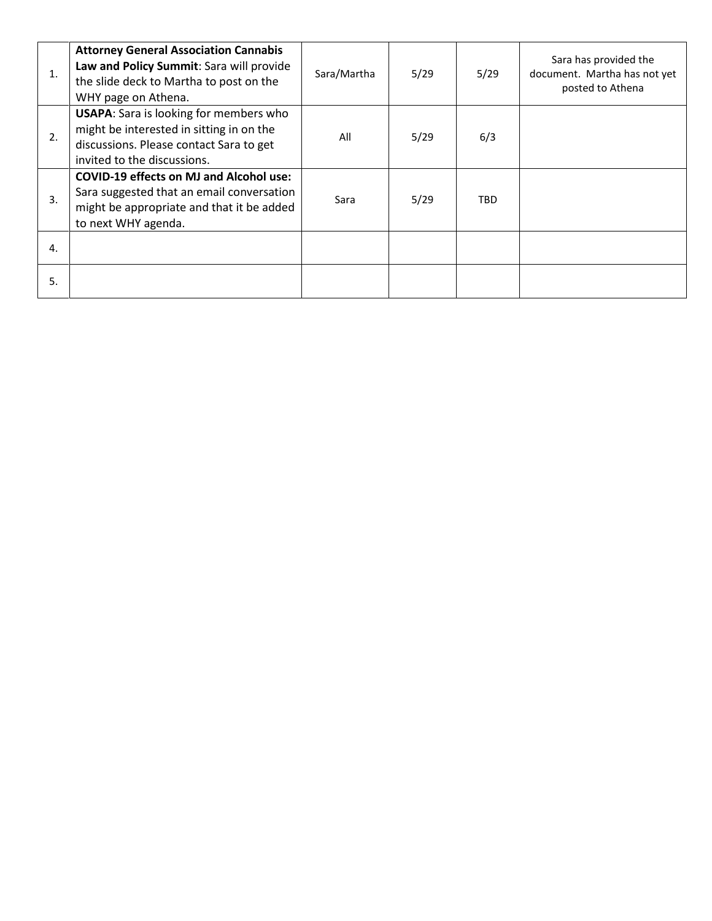| | | | | | |
|---|---|---|---|---|---|
| 1. | **Attorney General Association Cannabis Law and Policy Summit**: Sara will provide the slide deck to Martha to post on the WHY page on Athena. | Sara/Martha | 5/29 | 5/29 | Sara has provided the document. Martha has not yet posted to Athena |
| 2. | **USAPA**: Sara is looking for members who might be interested in sitting in on the discussions. Please contact Sara to get invited to the discussions. | All | 5/29 | 6/3 | |
| 3. | **COVID-19 effects on MJ and Alcohol use:** Sara suggested that an email conversation might be appropriate and that it be added to next WHY agenda. | Sara | 5/29 | TBD | |
| 4. | | | | | |
| 5. | | | | | |